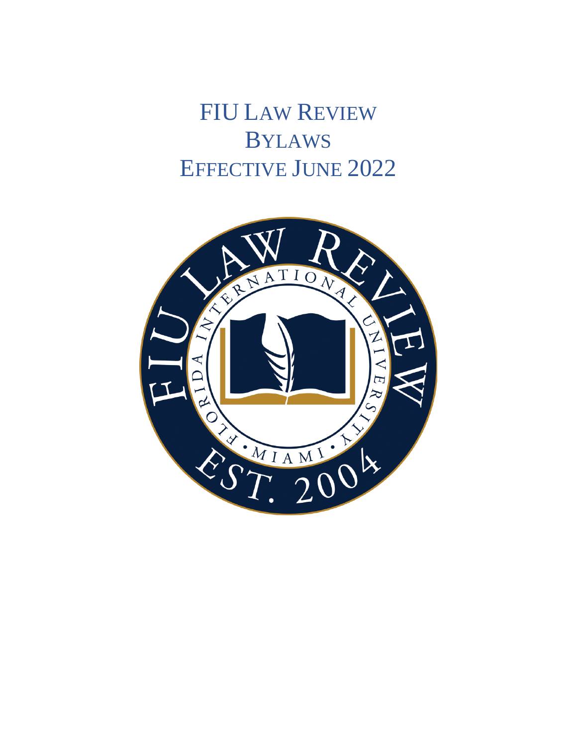# FIU LAW REVIEW
# BYLAWS
# EFFECTIVE JUNE 2022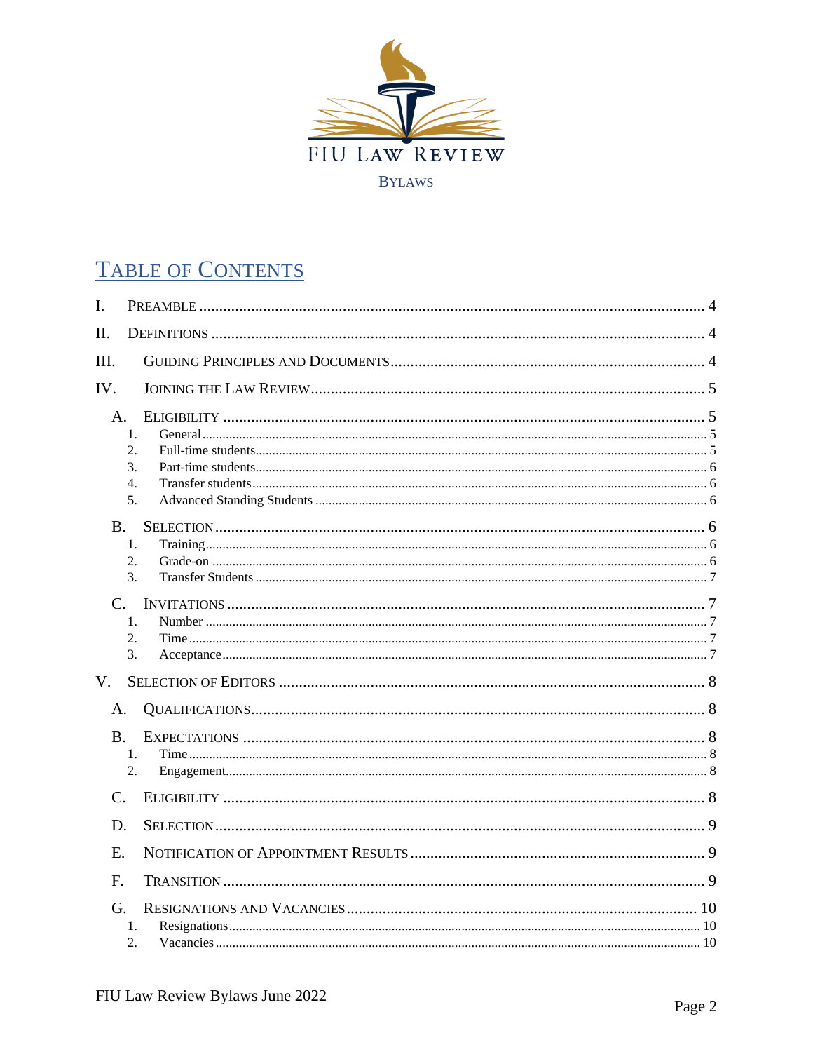FIU LAW REVIEW

BYLAWS

# TABLE OF CONTENTS

- I. PREAMBLE ..... 4
- II. DEFINITIONS ..... 4
- III. GUIDING PRINCIPLES AND DOCUMENTS ..... 4
- IV. JOINING THE LAW REVIEW ..... 5
  - A. ELIGIBILITY ..... 5
    1. General ..... 5
    2. Full-time students ..... 5
    3. Part-time students ..... 6
    4. Transfer students ..... 6
    5. Advanced Standing Students ..... 6
  - B. SELECTION ..... 6
    1. Training ..... 6
    2. Grade-on ..... 6
    3. Transfer Students ..... 7
  - C. INVITATIONS ..... 7
    1. Number ..... 7
    2. Time ..... 7
    3. Acceptance ..... 7
- V. SELECTION OF EDITORS ..... 8
  - A. QUALIFICATIONS ..... 8
  - B. EXPECTATIONS ..... 8
    1. Time ..... 8
    2. Engagement ..... 8
  - C. ELIGIBILITY ..... 8
  - D. SELECTION ..... 9
  - E. NOTIFICATION OF APPOINTMENT RESULTS ..... 9
  - F. TRANSITION ..... 9
  - G. RESIGNATIONS AND VACANCIES ..... 10
    1. Resignations ..... 10
    2. Vacancies ..... 10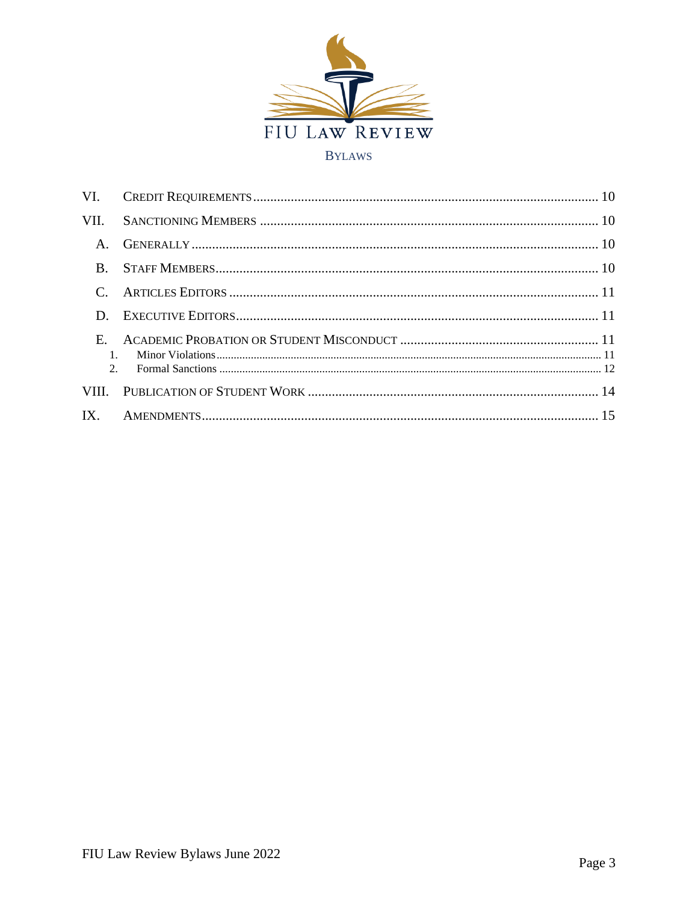FIU LAW REVIEW

BYLAWS

| | | |
|---|---|---|
| VI. | CREDIT REQUIREMENTS | 10 |
| VII. | SANCTIONING MEMBERS | 10 |
| A. | GENERALLY | 10 |
| B. | STAFF MEMBERS | 10 |
| C. | ARTICLES EDITORS | 11 |
| D. | EXECUTIVE EDITORS | 11 |
| E. | ACADEMIC PROBATION OR STUDENT MISCONDUCT | 11 |
| 1. | Minor Violations | 11 |
| 2. | Formal Sanctions | 12 |
| VIII. | PUBLICATION OF STUDENT WORK | 14 |
| IX. | AMENDMENTS | 15 |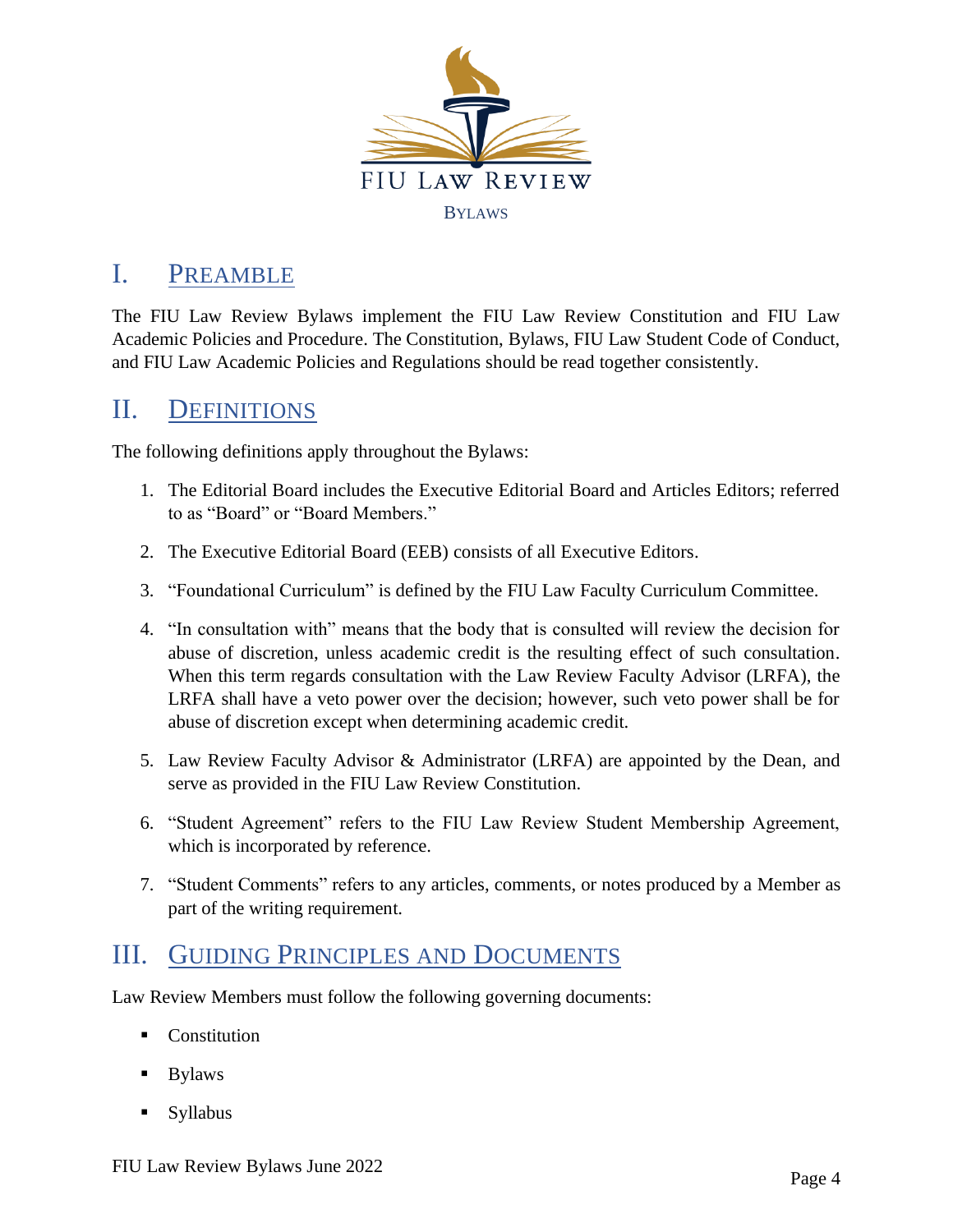FIU LAW REVIEW

BYLAWS

# I. PREAMBLE

The FIU Law Review Bylaws implement the FIU Law Review Constitution and FIU Law Academic Policies and Procedure. The Constitution, Bylaws, FIU Law Student Code of Conduct, and FIU Law Academic Policies and Regulations should be read together consistently.

# II. DEFINITIONS

The following definitions apply throughout the Bylaws:

1. The Editorial Board includes the Executive Editorial Board and Articles Editors; referred to as "Board" or "Board Members."
2. The Executive Editorial Board (EEB) consists of all Executive Editors.
3. "Foundational Curriculum" is defined by the FIU Law Faculty Curriculum Committee.
4. "In consultation with" means that the body that is consulted will review the decision for abuse of discretion, unless academic credit is the resulting effect of such consultation. When this term regards consultation with the Law Review Faculty Advisor (LRFA), the LRFA shall have a veto power over the decision; however, such veto power shall be for abuse of discretion except when determining academic credit.
5. Law Review Faculty Advisor & Administrator (LRFA) are appointed by the Dean, and serve as provided in the FIU Law Review Constitution.
6. "Student Agreement" refers to the FIU Law Review Student Membership Agreement, which is incorporated by reference.
7. "Student Comments" refers to any articles, comments, or notes produced by a Member as part of the writing requirement.

# III. GUIDING PRINCIPLES AND DOCUMENTS

Law Review Members must follow the following governing documents:

- Constitution
- Bylaws
- Syllabus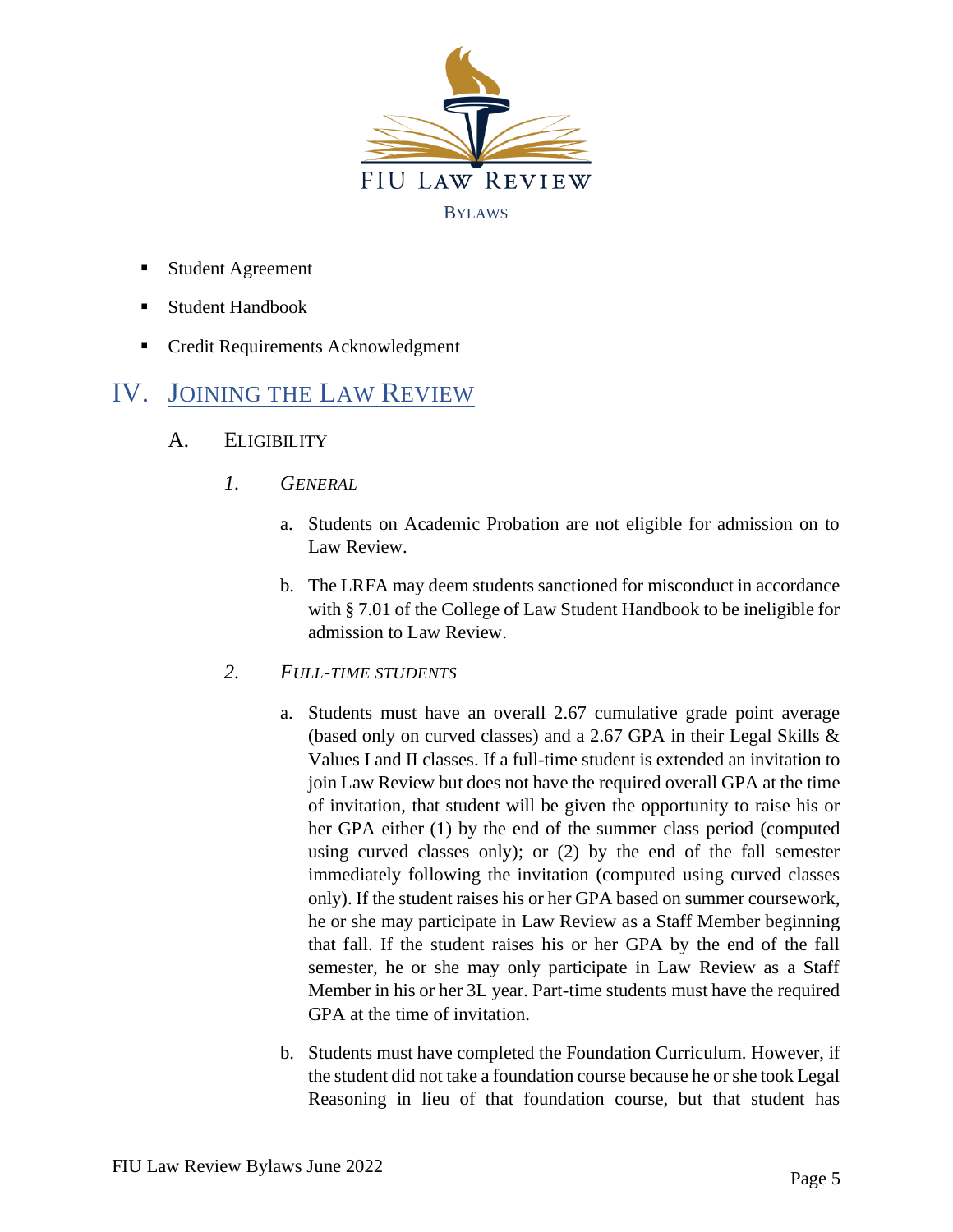- Student Agreement
- Student Handbook
- Credit Requirements Acknowledgment

# IV. JOINING THE LAW REVIEW

## A. ELIGIBILITY

### 1. *GENERAL*

a. Students on Academic Probation are not eligible for admission on to Law Review.

b. The LRFA may deem students sanctioned for misconduct in accordance with § 7.01 of the College of Law Student Handbook to be ineligible for admission to Law Review.

### 2. *FULL-TIME STUDENTS*

a. Students must have an overall 2.67 cumulative grade point average (based only on curved classes) and a 2.67 GPA in their Legal Skills & Values I and II classes. If a full-time student is extended an invitation to join Law Review but does not have the required overall GPA at the time of invitation, that student will be given the opportunity to raise his or her GPA either (1) by the end of the summer class period (computed using curved classes only); or (2) by the end of the fall semester immediately following the invitation (computed using curved classes only). If the student raises his or her GPA based on summer coursework, he or she may participate in Law Review as a Staff Member beginning that fall. If the student raises his or her GPA by the end of the fall semester, he or she may only participate in Law Review as a Staff Member in his or her 3L year. Part-time students must have the required GPA at the time of invitation.

b. Students must have completed the Foundation Curriculum. However, if the student did not take a foundation course because he or she took Legal Reasoning in lieu of that foundation course, but that student has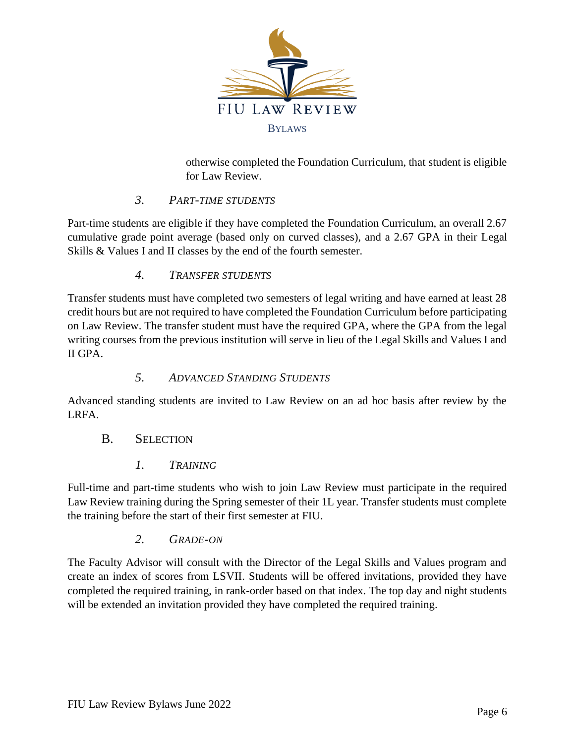otherwise completed the Foundation Curriculum, that student is eligible for Law Review.

#### 3. *PART-TIME STUDENTS*

Part-time students are eligible if they have completed the Foundation Curriculum, an overall 2.67 cumulative grade point average (based only on curved classes), and a 2.67 GPA in their Legal Skills & Values I and II classes by the end of the fourth semester.

#### 4. *TRANSFER STUDENTS*

Transfer students must have completed two semesters of legal writing and have earned at least 28 credit hours but are not required to have completed the Foundation Curriculum before participating on Law Review. The transfer student must have the required GPA, where the GPA from the legal writing courses from the previous institution will serve in lieu of the Legal Skills and Values I and II GPA.

#### 5. *ADVANCED STANDING STUDENTS*

Advanced standing students are invited to Law Review on an ad hoc basis after review by the LRFA.

### B. SELECTION

#### 1. *TRAINING*

Full-time and part-time students who wish to join Law Review must participate in the required Law Review training during the Spring semester of their 1L year. Transfer students must complete the training before the start of their first semester at FIU.

#### 2. *GRADE-ON*

The Faculty Advisor will consult with the Director of the Legal Skills and Values program and create an index of scores from LSVII. Students will be offered invitations, provided they have completed the required training, in rank-order based on that index. The top day and night students will be extended an invitation provided they have completed the required training.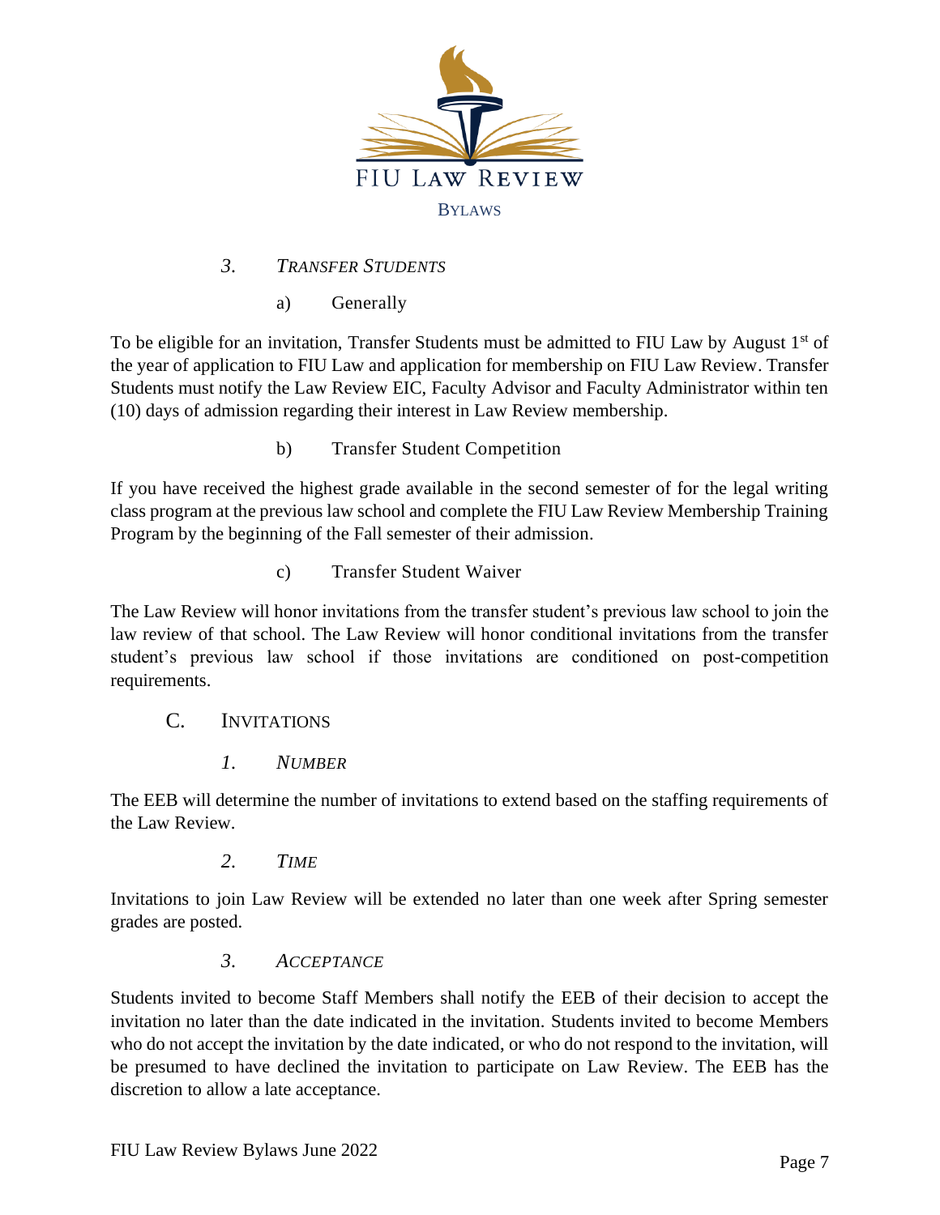### 3. *Transfer Students*

#### a) Generally

To be eligible for an invitation, Transfer Students must be admitted to FIU Law by August 1st of the year of application to FIU Law and application for membership on FIU Law Review. Transfer Students must notify the Law Review EIC, Faculty Advisor and Faculty Administrator within ten (10) days of admission regarding their interest in Law Review membership.

#### b) Transfer Student Competition

If you have received the highest grade available in the second semester of for the legal writing class program at the previous law school and complete the FIU Law Review Membership Training Program by the beginning of the Fall semester of their admission.

#### c) Transfer Student Waiver

The Law Review will honor invitations from the transfer student's previous law school to join the law review of that school. The Law Review will honor conditional invitations from the transfer student's previous law school if those invitations are conditioned on post-competition requirements.

## C. Invitations

### 1. *Number*

The EEB will determine the number of invitations to extend based on the staffing requirements of the Law Review.

### 2. *Time*

Invitations to join Law Review will be extended no later than one week after Spring semester grades are posted.

### 3. *Acceptance*

Students invited to become Staff Members shall notify the EEB of their decision to accept the invitation no later than the date indicated in the invitation. Students invited to become Members who do not accept the invitation by the date indicated, or who do not respond to the invitation, will be presumed to have declined the invitation to participate on Law Review. The EEB has the discretion to allow a late acceptance.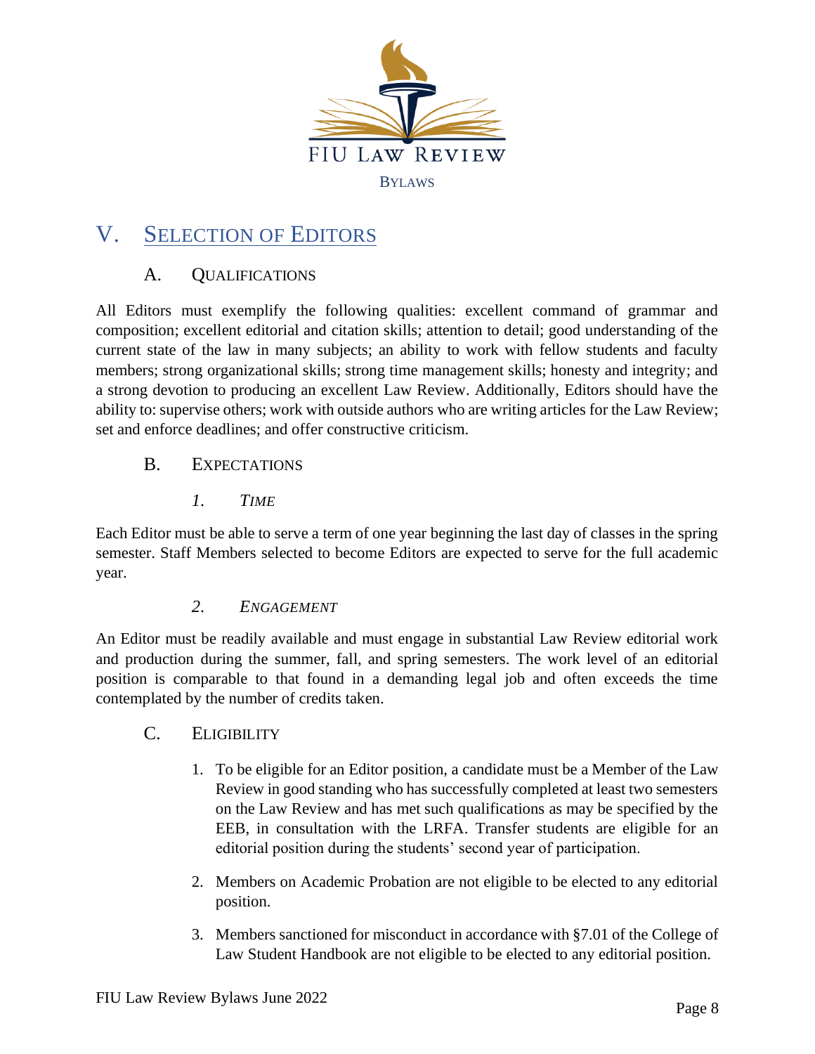# V. SELECTION OF EDITORS

## A. QUALIFICATIONS

All Editors must exemplify the following qualities: excellent command of grammar and composition; excellent editorial and citation skills; attention to detail; good understanding of the current state of the law in many subjects; an ability to work with fellow students and faculty members; strong organizational skills; strong time management skills; honesty and integrity; and a strong devotion to producing an excellent Law Review. Additionally, Editors should have the ability to: supervise others; work with outside authors who are writing articles for the Law Review; set and enforce deadlines; and offer constructive criticism.

## B. EXPECTATIONS

### *1. TIME*

Each Editor must be able to serve a term of one year beginning the last day of classes in the spring semester. Staff Members selected to become Editors are expected to serve for the full academic year.

### *2. ENGAGEMENT*

An Editor must be readily available and must engage in substantial Law Review editorial work and production during the summer, fall, and spring semesters. The work level of an editorial position is comparable to that found in a demanding legal job and often exceeds the time contemplated by the number of credits taken.

## C. ELIGIBILITY

1. To be eligible for an Editor position, a candidate must be a Member of the Law Review in good standing who has successfully completed at least two semesters on the Law Review and has met such qualifications as may be specified by the EEB, in consultation with the LRFA. Transfer students are eligible for an editorial position during the students' second year of participation.

2. Members on Academic Probation are not eligible to be elected to any editorial position.

3. Members sanctioned for misconduct in accordance with §7.01 of the College of Law Student Handbook are not eligible to be elected to any editorial position.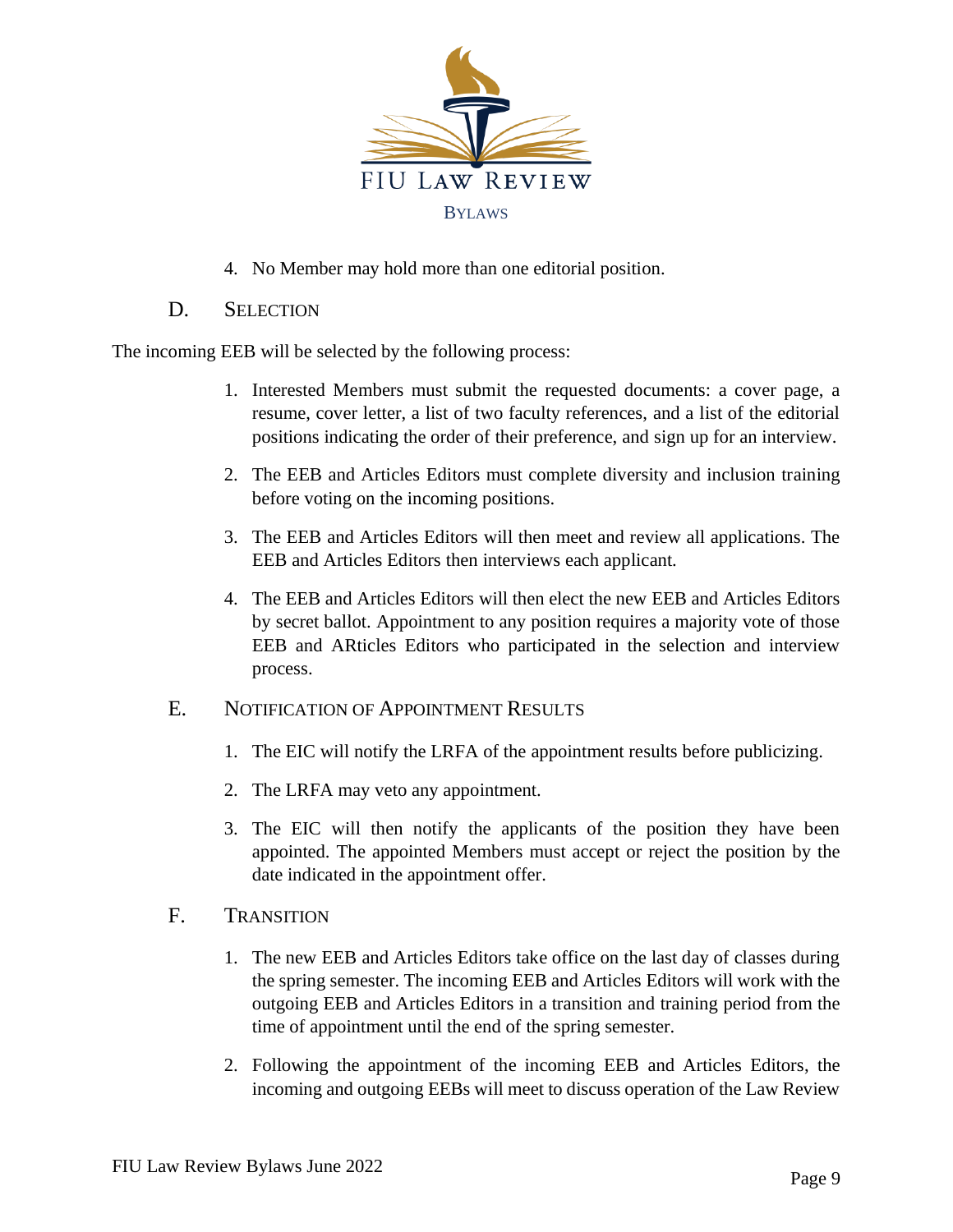4. No Member may hold more than one editorial position.

## D. Selection

The incoming EEB will be selected by the following process:

1. Interested Members must submit the requested documents: a cover page, a resume, cover letter, a list of two faculty references, and a list of the editorial positions indicating the order of their preference, and sign up for an interview.

2. The EEB and Articles Editors must complete diversity and inclusion training before voting on the incoming positions.

3. The EEB and Articles Editors will then meet and review all applications. The EEB and Articles Editors then interviews each applicant.

4. The EEB and Articles Editors will then elect the new EEB and Articles Editors by secret ballot. Appointment to any position requires a majority vote of those EEB and ARticles Editors who participated in the selection and interview process.

## E. Notification of Appointment Results

1. The EIC will notify the LRFA of the appointment results before publicizing.

2. The LRFA may veto any appointment.

3. The EIC will then notify the applicants of the position they have been appointed. The appointed Members must accept or reject the position by the date indicated in the appointment offer.

## F. Transition

1. The new EEB and Articles Editors take office on the last day of classes during the spring semester. The incoming EEB and Articles Editors will work with the outgoing EEB and Articles Editors in a transition and training period from the time of appointment until the end of the spring semester.

2. Following the appointment of the incoming EEB and Articles Editors, the incoming and outgoing EEBs will meet to discuss operation of the Law Review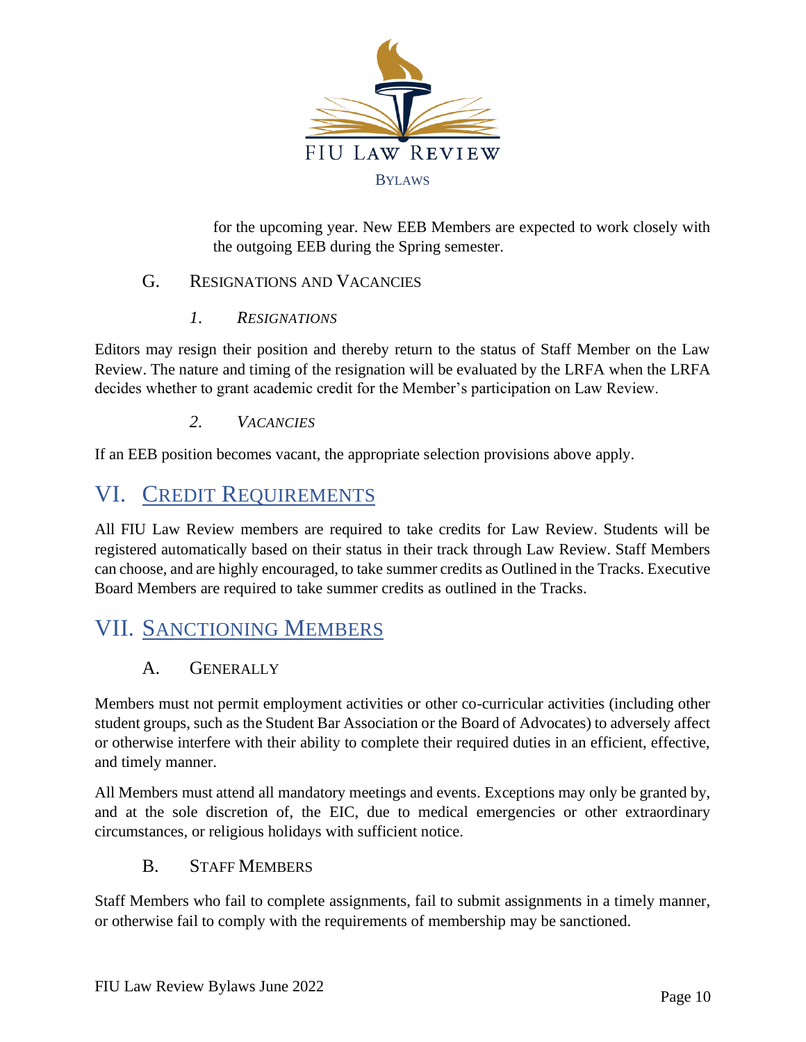for the upcoming year. New EEB Members are expected to work closely with the outgoing EEB during the Spring semester.

### G. Resignations and Vacancies

#### *1. Resignations*

Editors may resign their position and thereby return to the status of Staff Member on the Law Review. The nature and timing of the resignation will be evaluated by the LRFA when the LRFA decides whether to grant academic credit for the Member's participation on Law Review.

#### *2. Vacancies*

If an EEB position becomes vacant, the appropriate selection provisions above apply.

## VI. Credit Requirements

All FIU Law Review members are required to take credits for Law Review. Students will be registered automatically based on their status in their track through Law Review. Staff Members can choose, and are highly encouraged, to take summer credits as Outlined in the Tracks. Executive Board Members are required to take summer credits as outlined in the Tracks.

## VII. Sanctioning Members

### A. Generally

Members must not permit employment activities or other co-curricular activities (including other student groups, such as the Student Bar Association or the Board of Advocates) to adversely affect or otherwise interfere with their ability to complete their required duties in an efficient, effective, and timely manner.

All Members must attend all mandatory meetings and events. Exceptions may only be granted by, and at the sole discretion of, the EIC, due to medical emergencies or other extraordinary circumstances, or religious holidays with sufficient notice.

### B. Staff Members

Staff Members who fail to complete assignments, fail to submit assignments in a timely manner, or otherwise fail to comply with the requirements of membership may be sanctioned.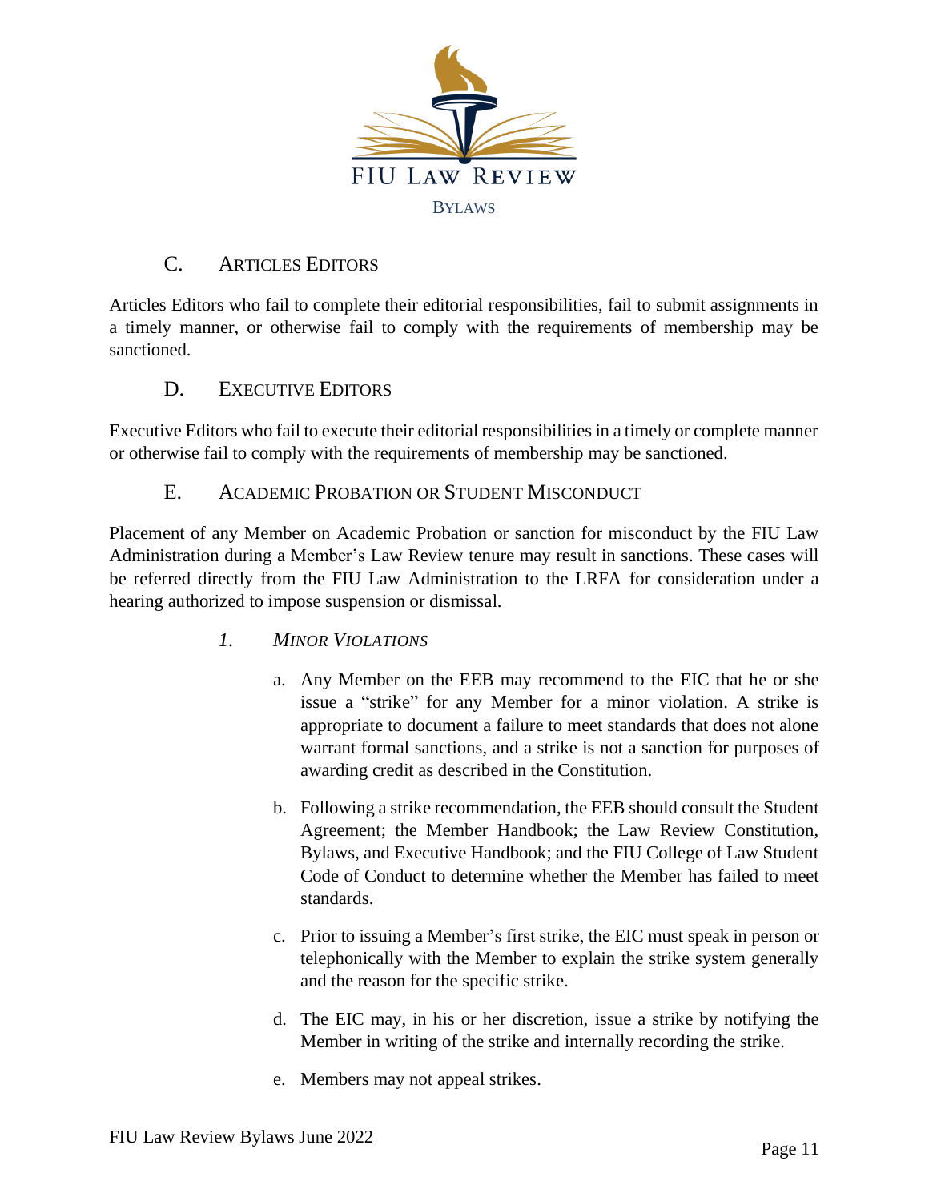### C. Articles Editors

Articles Editors who fail to complete their editorial responsibilities, fail to submit assignments in a timely manner, or otherwise fail to comply with the requirements of membership may be sanctioned.

### D. Executive Editors

Executive Editors who fail to execute their editorial responsibilities in a timely or complete manner or otherwise fail to comply with the requirements of membership may be sanctioned.

### E. Academic Probation or Student Misconduct

Placement of any Member on Academic Probation or sanction for misconduct by the FIU Law Administration during a Member's Law Review tenure may result in sanctions. These cases will be referred directly from the FIU Law Administration to the LRFA for consideration under a hearing authorized to impose suspension or dismissal.

#### *1. Minor Violations*

a. Any Member on the EEB may recommend to the EIC that he or she issue a "strike" for any Member for a minor violation. A strike is appropriate to document a failure to meet standards that does not alone warrant formal sanctions, and a strike is not a sanction for purposes of awarding credit as described in the Constitution.

b. Following a strike recommendation, the EEB should consult the Student Agreement; the Member Handbook; the Law Review Constitution, Bylaws, and Executive Handbook; and the FIU College of Law Student Code of Conduct to determine whether the Member has failed to meet standards.

c. Prior to issuing a Member's first strike, the EIC must speak in person or telephonically with the Member to explain the strike system generally and the reason for the specific strike.

d. The EIC may, in his or her discretion, issue a strike by notifying the Member in writing of the strike and internally recording the strike.

e. Members may not appeal strikes.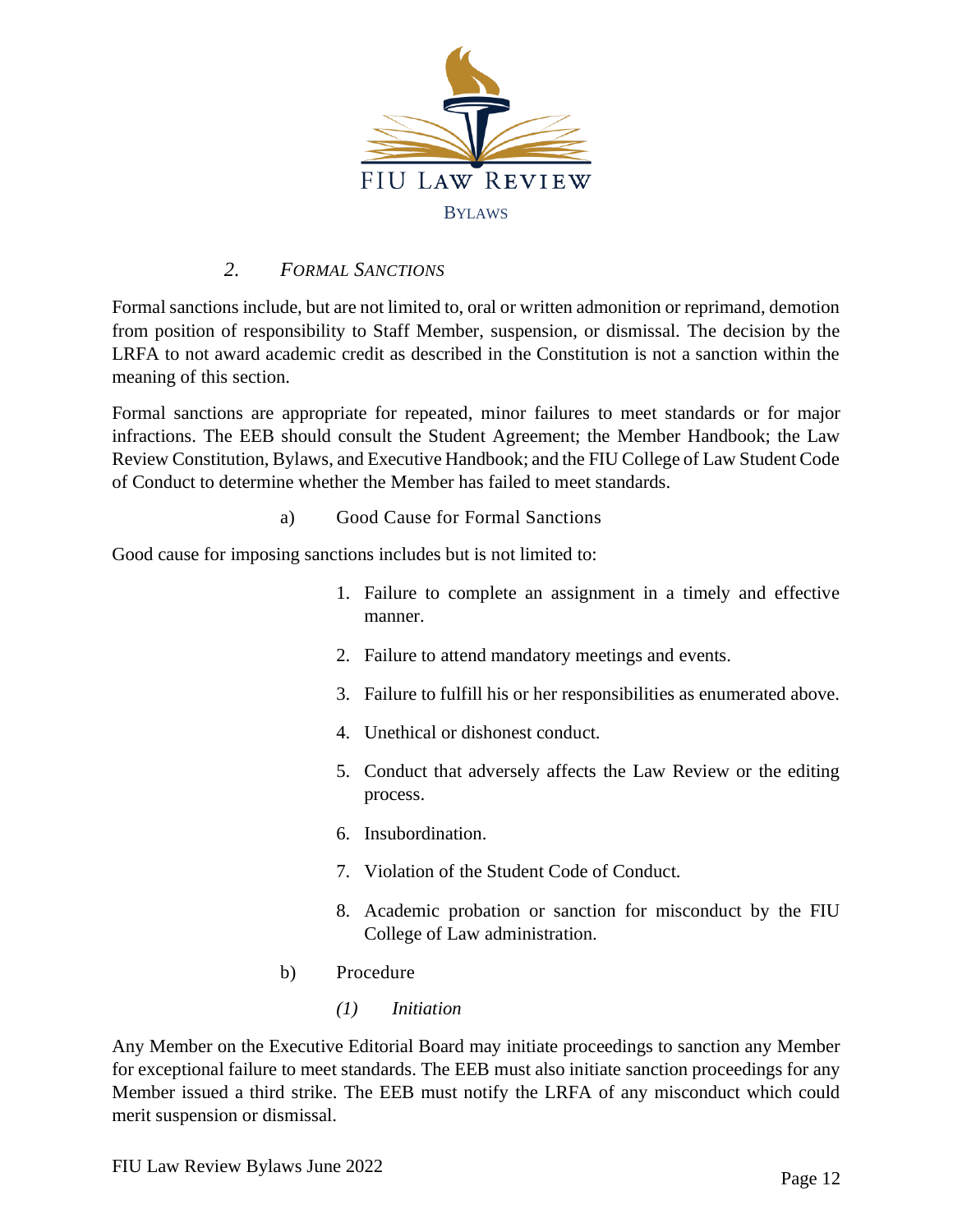### 2. *Formal Sanctions*

Formal sanctions include, but are not limited to, oral or written admonition or reprimand, demotion from position of responsibility to Staff Member, suspension, or dismissal. The decision by the LRFA to not award academic credit as described in the Constitution is not a sanction within the meaning of this section.

Formal sanctions are appropriate for repeated, minor failures to meet standards or for major infractions. The EEB should consult the Student Agreement; the Member Handbook; the Law Review Constitution, Bylaws, and Executive Handbook; and the FIU College of Law Student Code of Conduct to determine whether the Member has failed to meet standards.

#### a) Good Cause for Formal Sanctions

Good cause for imposing sanctions includes but is not limited to:

1. Failure to complete an assignment in a timely and effective manner.
2. Failure to attend mandatory meetings and events.
3. Failure to fulfill his or her responsibilities as enumerated above.
4. Unethical or dishonest conduct.
5. Conduct that adversely affects the Law Review or the editing process.
6. Insubordination.
7. Violation of the Student Code of Conduct.
8. Academic probation or sanction for misconduct by the FIU College of Law administration.

#### b) Procedure

##### *(1) Initiation*

Any Member on the Executive Editorial Board may initiate proceedings to sanction any Member for exceptional failure to meet standards. The EEB must also initiate sanction proceedings for any Member issued a third strike. The EEB must notify the LRFA of any misconduct which could merit suspension or dismissal.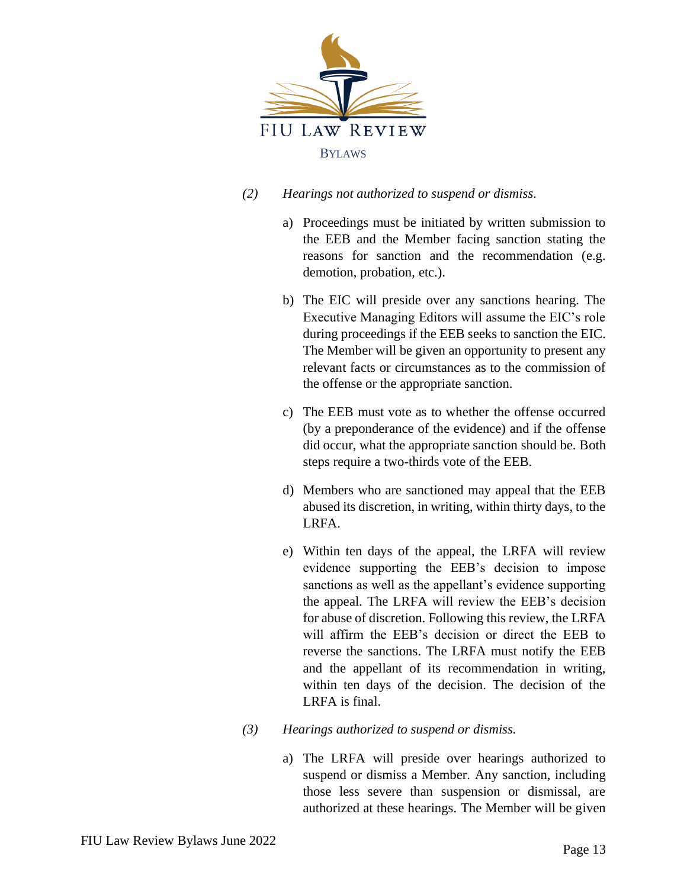*(2) Hearings not authorized to suspend or dismiss.*

a) Proceedings must be initiated by written submission to the EEB and the Member facing sanction stating the reasons for sanction and the recommendation (e.g. demotion, probation, etc.).

b) The EIC will preside over any sanctions hearing. The Executive Managing Editors will assume the EIC's role during proceedings if the EEB seeks to sanction the EIC. The Member will be given an opportunity to present any relevant facts or circumstances as to the commission of the offense or the appropriate sanction.

c) The EEB must vote as to whether the offense occurred (by a preponderance of the evidence) and if the offense did occur, what the appropriate sanction should be. Both steps require a two-thirds vote of the EEB.

d) Members who are sanctioned may appeal that the EEB abused its discretion, in writing, within thirty days, to the LRFA.

e) Within ten days of the appeal, the LRFA will review evidence supporting the EEB's decision to impose sanctions as well as the appellant's evidence supporting the appeal. The LRFA will review the EEB's decision for abuse of discretion. Following this review, the LRFA will affirm the EEB's decision or direct the EEB to reverse the sanctions. The LRFA must notify the EEB and the appellant of its recommendation in writing, within ten days of the decision. The decision of the LRFA is final.

*(3) Hearings authorized to suspend or dismiss.*

a) The LRFA will preside over hearings authorized to suspend or dismiss a Member. Any sanction, including those less severe than suspension or dismissal, are authorized at these hearings. The Member will be given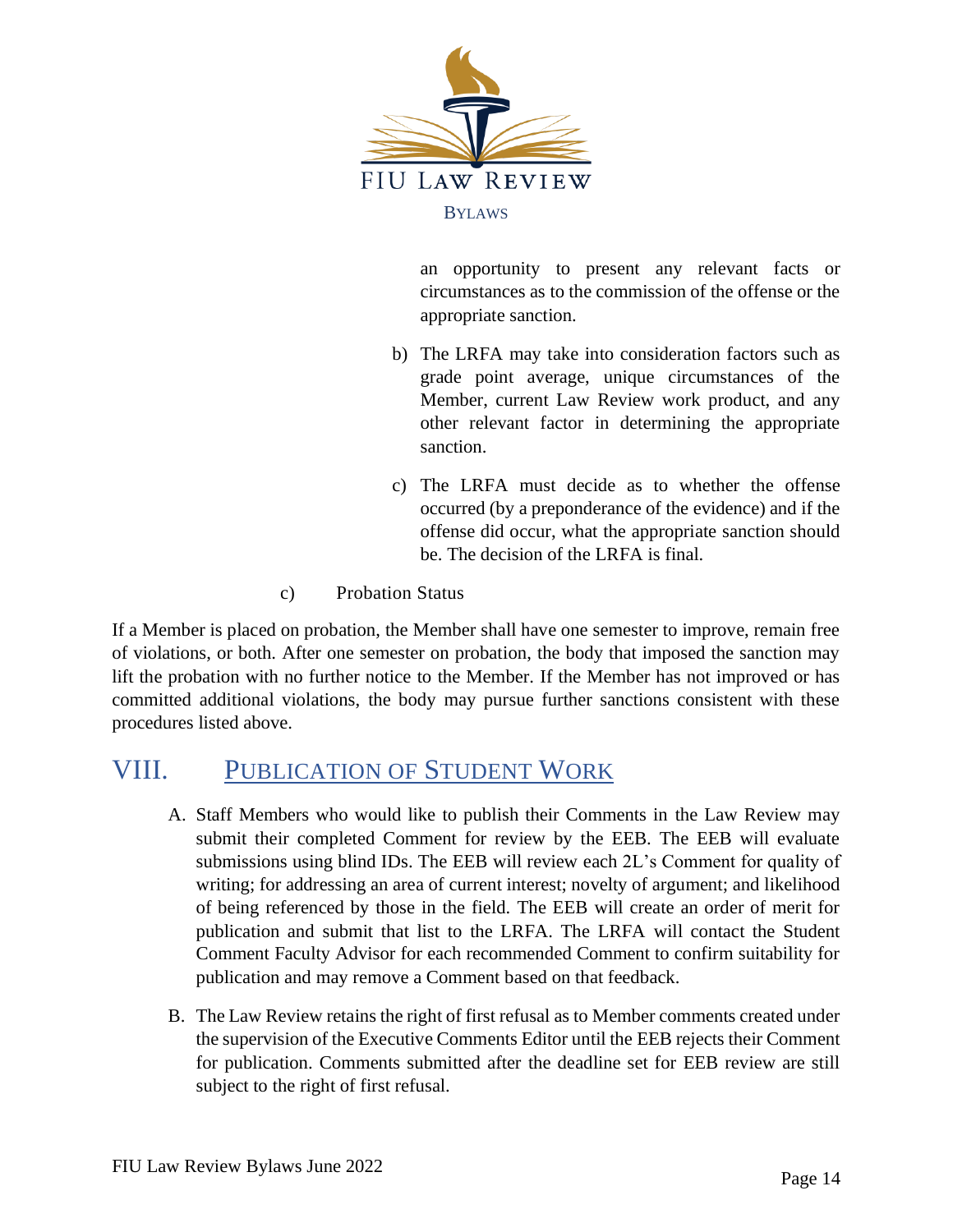an opportunity to present any relevant facts or circumstances as to the commission of the offense or the appropriate sanction.

b) The LRFA may take into consideration factors such as grade point average, unique circumstances of the Member, current Law Review work product, and any other relevant factor in determining the appropriate sanction.

c) The LRFA must decide as to whether the offense occurred (by a preponderance of the evidence) and if the offense did occur, what the appropriate sanction should be. The decision of the LRFA is final.

c) Probation Status

If a Member is placed on probation, the Member shall have one semester to improve, remain free of violations, or both. After one semester on probation, the body that imposed the sanction may lift the probation with no further notice to the Member. If the Member has not improved or has committed additional violations, the body may pursue further sanctions consistent with these procedures listed above.

# VIII. Publication of Student Work

A. Staff Members who would like to publish their Comments in the Law Review may submit their completed Comment for review by the EEB. The EEB will evaluate submissions using blind IDs. The EEB will review each 2L's Comment for quality of writing; for addressing an area of current interest; novelty of argument; and likelihood of being referenced by those in the field. The EEB will create an order of merit for publication and submit that list to the LRFA. The LRFA will contact the Student Comment Faculty Advisor for each recommended Comment to confirm suitability for publication and may remove a Comment based on that feedback.

B. The Law Review retains the right of first refusal as to Member comments created under the supervision of the Executive Comments Editor until the EEB rejects their Comment for publication. Comments submitted after the deadline set for EEB review are still subject to the right of first refusal.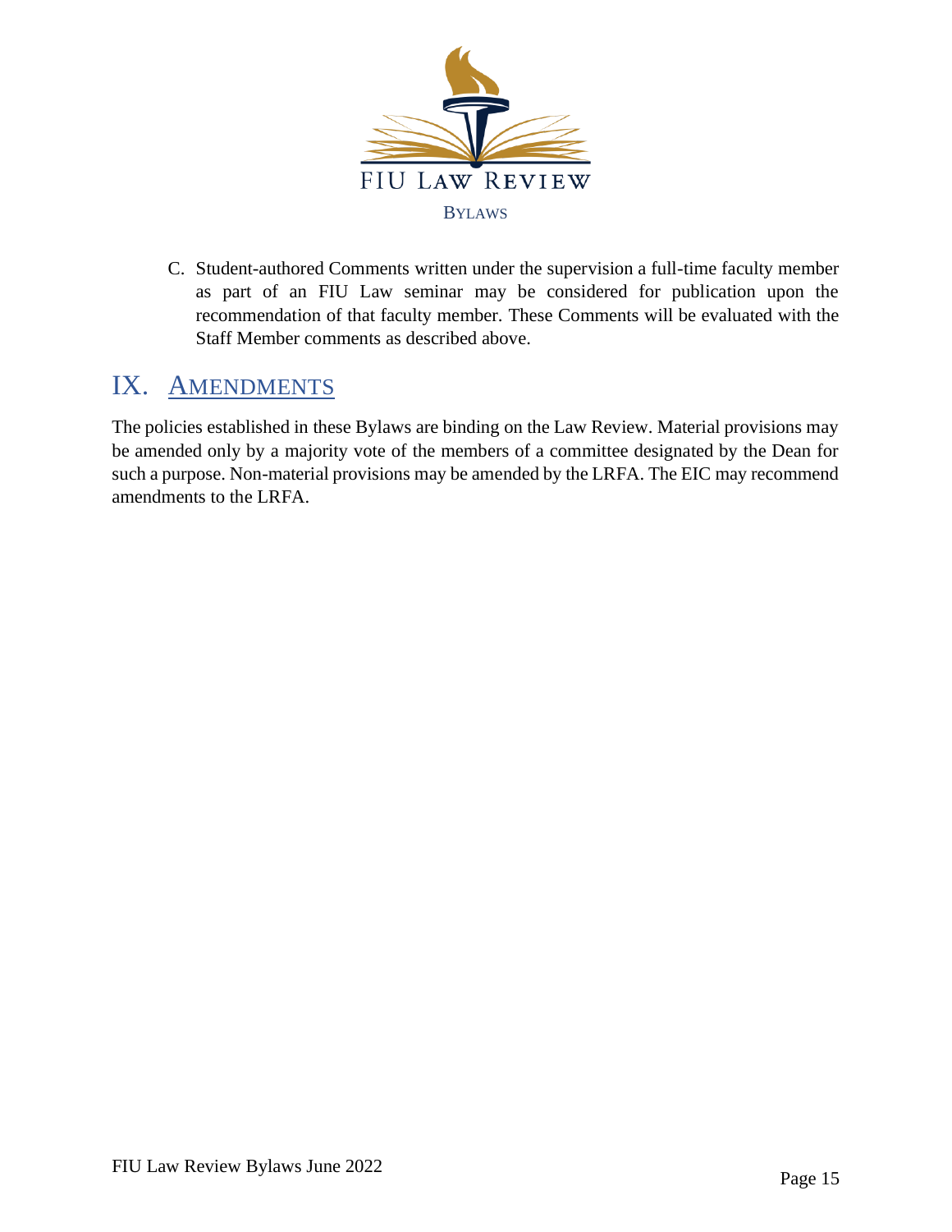C. Student-authored Comments written under the supervision a full-time faculty member as part of an FIU Law seminar may be considered for publication upon the recommendation of that faculty member. These Comments will be evaluated with the Staff Member comments as described above.

# IX. Amendments

The policies established in these Bylaws are binding on the Law Review. Material provisions may be amended only by a majority vote of the members of a committee designated by the Dean for such a purpose. Non-material provisions may be amended by the LRFA. The EIC may recommend amendments to the LRFA.